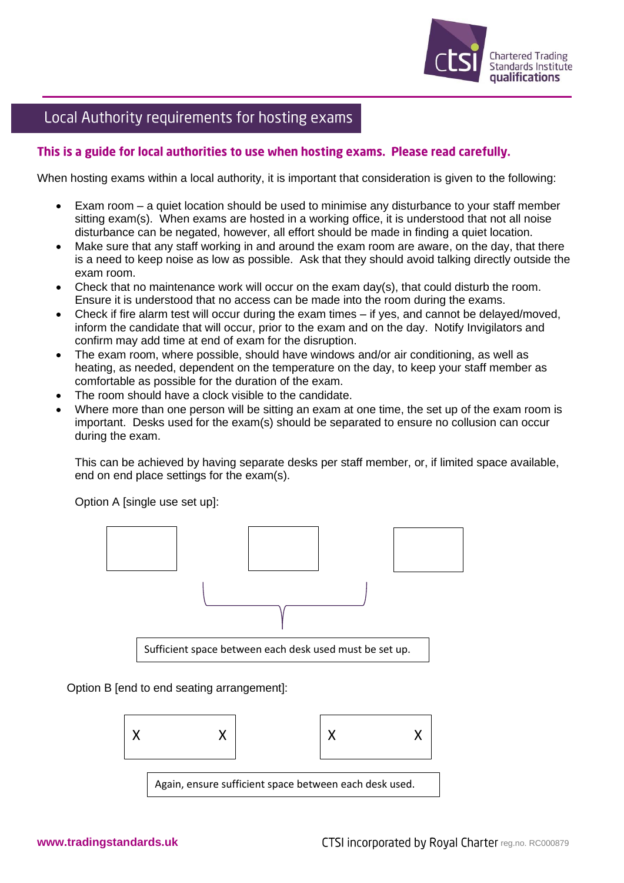# Local Authority requirements for hosting exams

**This is a guide for local authorities to use when hosting exams. Please read carefully.**

When hosting exams within a local authority, it is important that consideration is given to the following:

- Exam room – a quiet location should be used to minimise any disturbance to your staff member sitting exam(s). When exams are hosted in a working office, it is understood that not all noise disturbance can be negated, however, all effort should be made in finding a quiet location.
- Make sure that any staff working in and around the exam room are aware, on the day, that there is a need to keep noise as low as possible. Ask that they should avoid talking directly outside the exam room.
- Check that no maintenance work will occur on the exam day(s), that could disturb the room. Ensure it is understood that no access can be made into the room during the exams.
- Check if fire alarm test will occur during the exam times – if yes, and cannot be delayed/moved, inform the candidate that will occur, prior to the exam and on the day. Notify Invigilators and confirm may add time at end of exam for the disruption.
- The exam room, where possible, should have windows and/or air conditioning, as well as heating, as needed, dependent on the temperature on the day, to keep your staff member as comfortable as possible for the duration of the exam.
- The room should have a clock visible to the candidate.
- Where more than one person will be sitting an exam at one time, the set up of the exam room is important. Desks used for the exam(s) should be separated to ensure no collusion can occur during the exam.

  This can be achieved by having separate desks per staff member, or, if limited space available, end on end place settings for the exam(s).

  Option A [single use set up]:

  Sufficient space between each desk used must be set up.

  Option B [end to end seating arrangement]:

  | X | X | | X | X |
  |---|---|---|---|---|

  Again, ensure sufficient space between each desk used.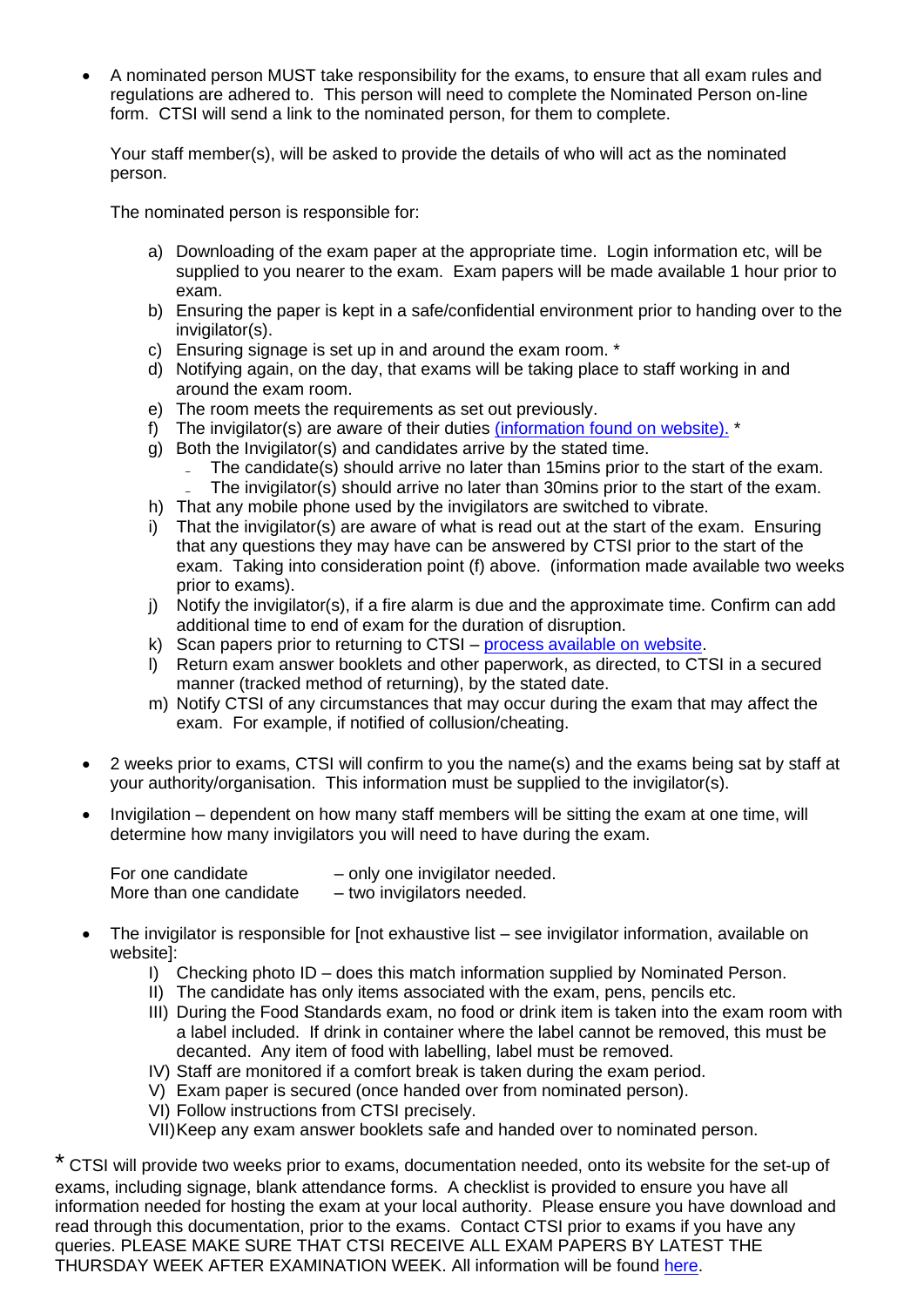- A nominated person MUST take responsibility for the exams, to ensure that all exam rules and regulations are adhered to. This person will need to complete the Nominated Person on-line form. CTSI will send a link to the nominated person, for them to complete.

  Your staff member(s), will be asked to provide the details of who will act as the nominated person.

  The nominated person is responsible for:

  a) Downloading of the exam paper at the appropriate time. Login information etc, will be supplied to you nearer to the exam. Exam papers will be made available 1 hour prior to exam.
  b) Ensuring the paper is kept in a safe/confidential environment prior to handing over to the invigilator(s).
  c) Ensuring signage is set up in and around the exam room. *
  d) Notifying again, on the day, that exams will be taking place to staff working in and around the exam room.
  e) The room meets the requirements as set out previously.
  f) The invigilator(s) are aware of their duties (information found on website). *
  g) Both the Invigilator(s) and candidates arrive by the stated time.
     - The candidate(s) should arrive no later than 15mins prior to the start of the exam.
     - The invigilator(s) should arrive no later than 30mins prior to the start of the exam.
  h) That any mobile phone used by the invigilators are switched to vibrate.
  i) That the invigilator(s) are aware of what is read out at the start of the exam. Ensuring that any questions they may have can be answered by CTSI prior to the start of the exam. Taking into consideration point (f) above. (information made available two weeks prior to exams).
  j) Notify the invigilator(s), if a fire alarm is due and the approximate time. Confirm can add additional time to end of exam for the duration of disruption.
  k) Scan papers prior to returning to CTSI – process available on website.
  l) Return exam answer booklets and other paperwork, as directed, to CTSI in a secured manner (tracked method of returning), by the stated date.
  m) Notify CTSI of any circumstances that may occur during the exam that may affect the exam. For example, if notified of collusion/cheating.

- 2 weeks prior to exams, CTSI will confirm to you the name(s) and the exams being sat by staff at your authority/organisation. This information must be supplied to the invigilator(s).

- Invigilation – dependent on how many staff members will be sitting the exam at one time, will determine how many invigilators you will need to have during the exam.

  For one candidate – only one invigilator needed.
  More than one candidate – two invigilators needed.

- The invigilator is responsible for [not exhaustive list – see invigilator information, available on website]:
  I) Checking photo ID – does this match information supplied by Nominated Person.
  II) The candidate has only items associated with the exam, pens, pencils etc.
  III) During the Food Standards exam, no food or drink item is taken into the exam room with a label included. If drink in container where the label cannot be removed, this must be decanted. Any item of food with labelling, label must be removed.
  IV) Staff are monitored if a comfort break is taken during the exam period.
  V) Exam paper is secured (once handed over from nominated person).
  VI) Follow instructions from CTSI precisely.
  VII) Keep any exam answer booklets safe and handed over to nominated person.

* CTSI will provide two weeks prior to exams, documentation needed, onto its website for the set-up of exams, including signage, blank attendance forms. A checklist is provided to ensure you have all information needed for hosting the exam at your local authority. Please ensure you have download and read through this documentation, prior to the exams. Contact CTSI prior to exams if you have any queries. PLEASE MAKE SURE THAT CTSI RECEIVE ALL EXAM PAPERS BY LATEST THE THURSDAY WEEK AFTER EXAMINATION WEEK. All information will be found here.